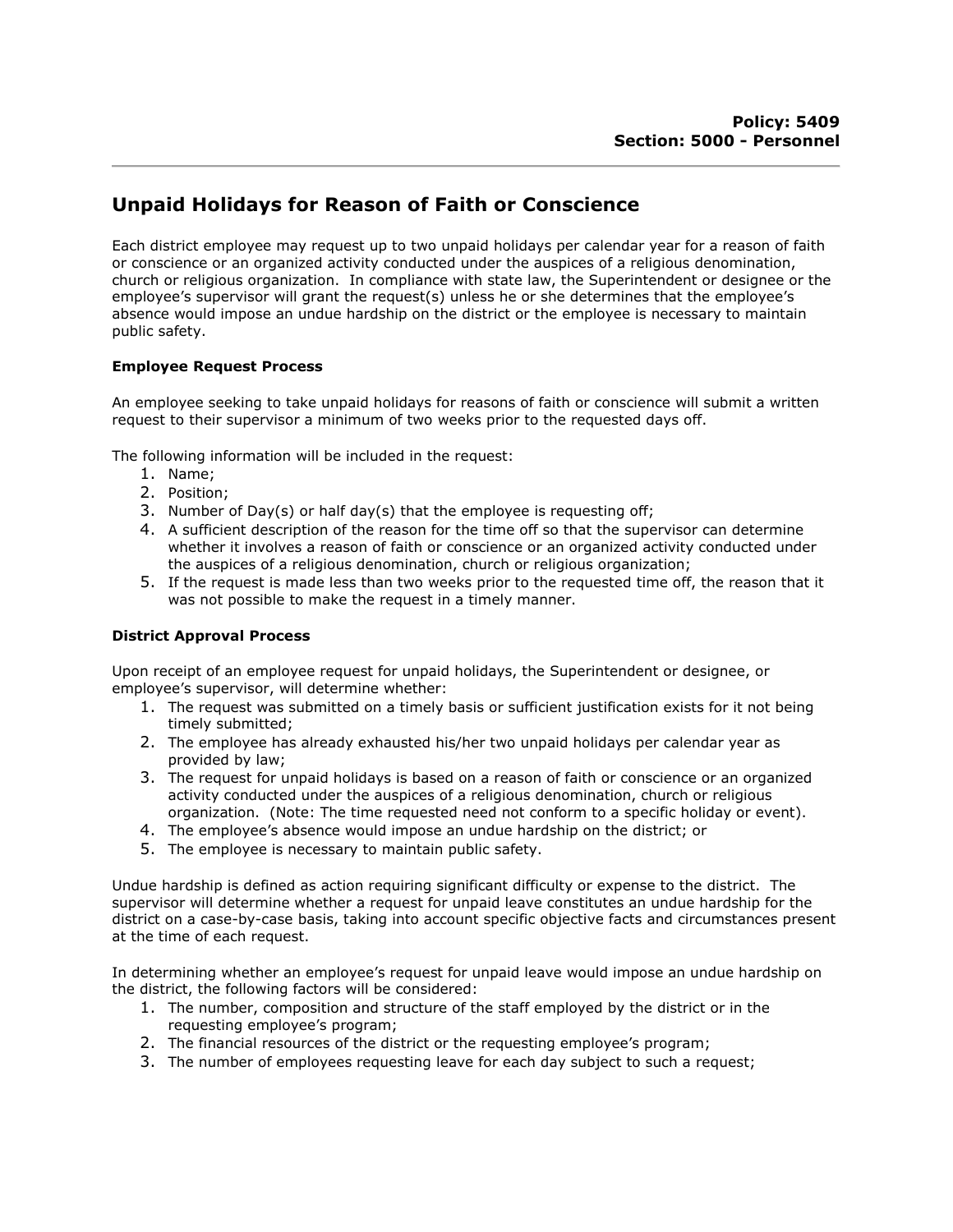**Policy: 5409**
**Section: 5000 - Personnel**

## Unpaid Holidays for Reason of Faith or Conscience

Each district employee may request up to two unpaid holidays per calendar year for a reason of faith or conscience or an organized activity conducted under the auspices of a religious denomination, church or religious organization. In compliance with state law, the Superintendent or designee or the employee's supervisor will grant the request(s) unless he or she determines that the employee's absence would impose an undue hardship on the district or the employee is necessary to maintain public safety.

### Employee Request Process

An employee seeking to take unpaid holidays for reasons of faith or conscience will submit a written request to their supervisor a minimum of two weeks prior to the requested days off.

The following information will be included in the request:

1. Name;
2. Position;
3. Number of Day(s) or half day(s) that the employee is requesting off;
4. A sufficient description of the reason for the time off so that the supervisor can determine whether it involves a reason of faith or conscience or an organized activity conducted under the auspices of a religious denomination, church or religious organization;
5. If the request is made less than two weeks prior to the requested time off, the reason that it was not possible to make the request in a timely manner.

### District Approval Process

Upon receipt of an employee request for unpaid holidays, the Superintendent or designee, or employee's supervisor, will determine whether:

1. The request was submitted on a timely basis or sufficient justification exists for it not being timely submitted;
2. The employee has already exhausted his/her two unpaid holidays per calendar year as provided by law;
3. The request for unpaid holidays is based on a reason of faith or conscience or an organized activity conducted under the auspices of a religious denomination, church or religious organization. (Note: The time requested need not conform to a specific holiday or event).
4. The employee's absence would impose an undue hardship on the district; or
5. The employee is necessary to maintain public safety.

Undue hardship is defined as action requiring significant difficulty or expense to the district. The supervisor will determine whether a request for unpaid leave constitutes an undue hardship for the district on a case-by-case basis, taking into account specific objective facts and circumstances present at the time of each request.

In determining whether an employee's request for unpaid leave would impose an undue hardship on the district, the following factors will be considered:

1. The number, composition and structure of the staff employed by the district or in the requesting employee's program;
2. The financial resources of the district or the requesting employee's program;
3. The number of employees requesting leave for each day subject to such a request;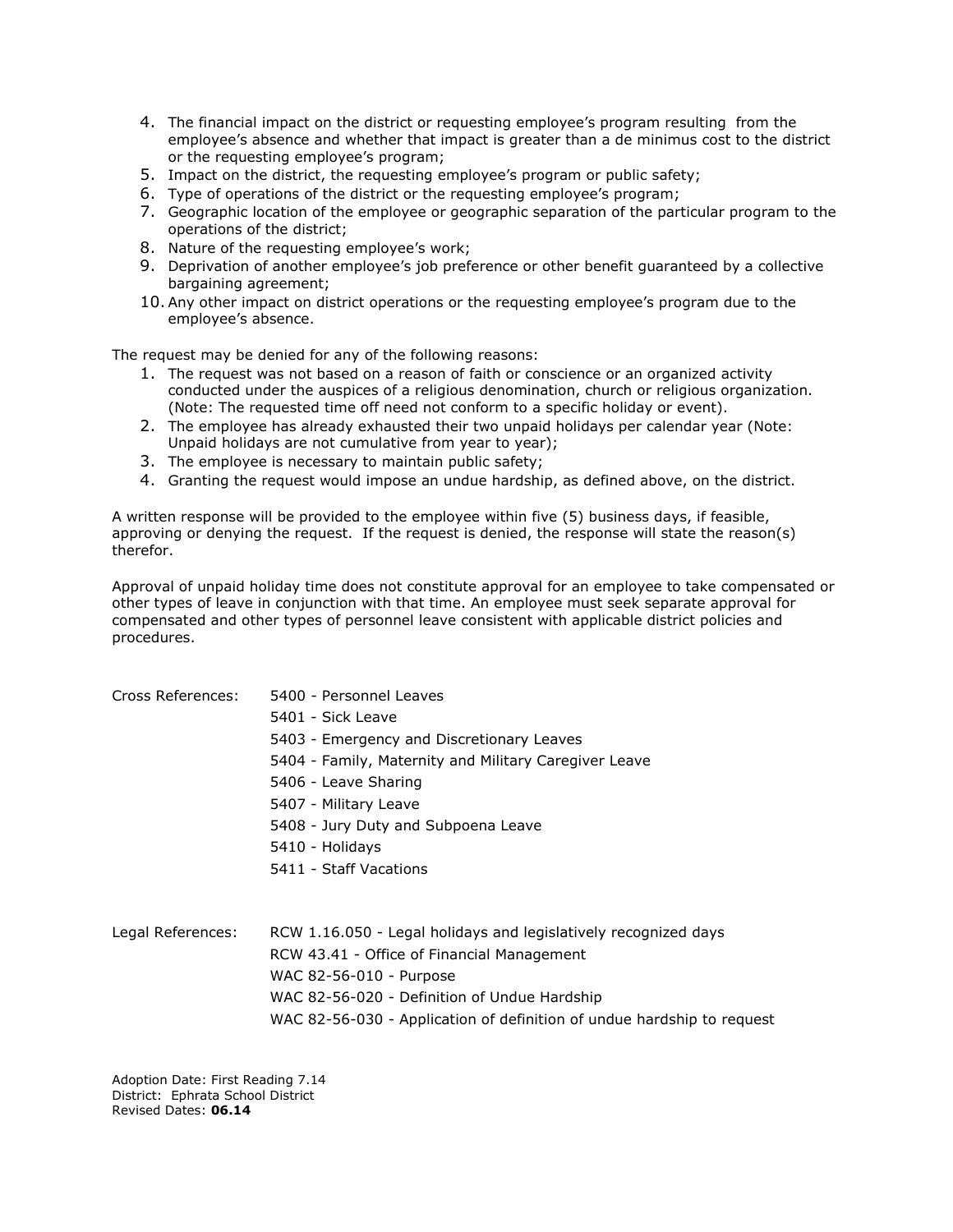4. The financial impact on the district or requesting employee's program resulting from the employee's absence and whether that impact is greater than a de minimus cost to the district or the requesting employee's program;
5. Impact on the district, the requesting employee's program or public safety;
6. Type of operations of the district or the requesting employee's program;
7. Geographic location of the employee or geographic separation of the particular program to the operations of the district;
8. Nature of the requesting employee's work;
9. Deprivation of another employee's job preference or other benefit guaranteed by a collective bargaining agreement;
10. Any other impact on district operations or the requesting employee's program due to the employee's absence.

The request may be denied for any of the following reasons:

1. The request was not based on a reason of faith or conscience or an organized activity conducted under the auspices of a religious denomination, church or religious organization. (Note: The requested time off need not conform to a specific holiday or event).
2. The employee has already exhausted their two unpaid holidays per calendar year (Note: Unpaid holidays are not cumulative from year to year);
3. The employee is necessary to maintain public safety;
4. Granting the request would impose an undue hardship, as defined above, on the district.

A written response will be provided to the employee within five (5) business days, if feasible, approving or denying the request. If the request is denied, the response will state the reason(s) therefor.

Approval of unpaid holiday time does not constitute approval for an employee to take compensated or other types of leave in conjunction with that time. An employee must seek separate approval for compensated and other types of personnel leave consistent with applicable district policies and procedures.

Cross References:
- 5400 - Personnel Leaves
- 5401 - Sick Leave
- 5403 - Emergency and Discretionary Leaves
- 5404 - Family, Maternity and Military Caregiver Leave
- 5406 - Leave Sharing
- 5407 - Military Leave
- 5408 - Jury Duty and Subpoena Leave
- 5410 - Holidays
- 5411 - Staff Vacations

Legal References:
- RCW 1.16.050 - Legal holidays and legislatively recognized days
- RCW 43.41 - Office of Financial Management
- WAC 82-56-010 - Purpose
- WAC 82-56-020 - Definition of Undue Hardship
- WAC 82-56-030 - Application of definition of undue hardship to request

Adoption Date: First Reading 7.14
District: Ephrata School District
Revised Dates: **06.14**